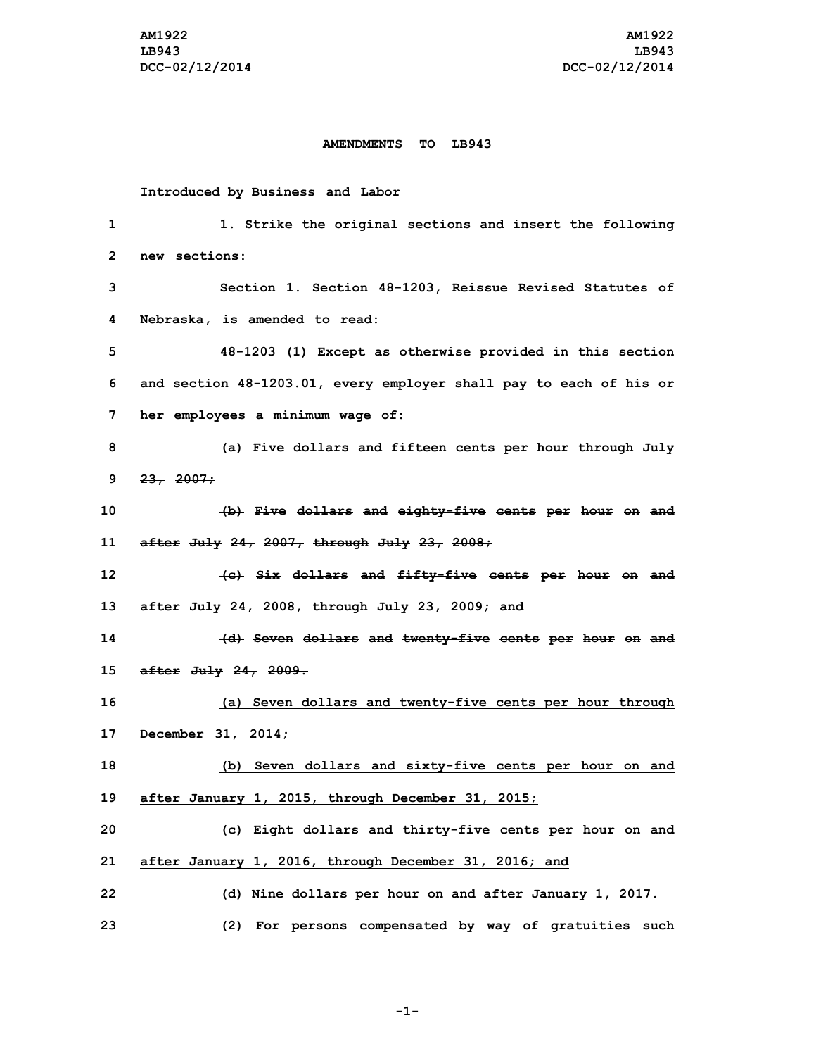AM1922 LB943 DCC-02/12/2014

**AMENDMENTS TO LB943**

Introduced by Business and Labor

1 1. Strike the original sections and insert the following
2 new sections:

3 Section 1. Section 48-1203, Reissue Revised Statutes of
4 Nebraska, is amended to read:

5 48-1203 (1) Except as otherwise provided in this section
6 and section 48-1203.01, every employer shall pay to each of his or
7 her employees a minimum wage of:

8 ~~(a) Five dollars and fifteen cents per hour through July~~
9 ~~23, 2007;~~

10 ~~(b) Five dollars and eighty-five cents per hour on and~~
11 ~~after July 24, 2007, through July 23, 2008;~~

12 ~~(c) Six dollars and fifty-five cents per hour on and~~
13 ~~after July 24, 2008, through July 23, 2009; and~~

14 ~~(d) Seven dollars and twenty-five cents per hour on and~~
15 ~~after July 24, 2009.~~

16 <u>(a) Seven dollars and twenty-five cents per hour through</u>
17 <u>December 31, 2014;</u>

18 <u>(b) Seven dollars and sixty-five cents per hour on and</u>
19 <u>after January 1, 2015, through December 31, 2015;</u>

20 <u>(c) Eight dollars and thirty-five cents per hour on and</u>
21 <u>after January 1, 2016, through December 31, 2016; and</u>

22 <u>(d) Nine dollars per hour on and after January 1, 2017.</u>

23 (2) For persons compensated by way of gratuities such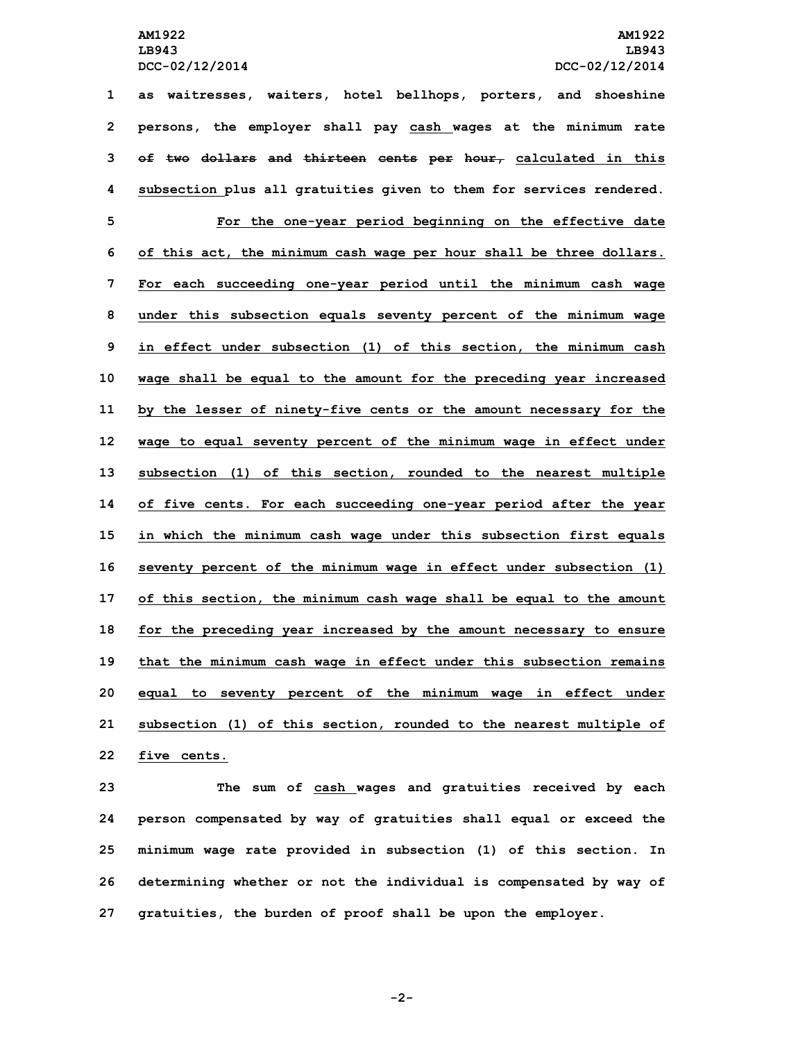as waitresses, waiters, hotel bellhops, porters, and shoeshine persons, the employer shall pay cash wages at the minimum rate ~~of two dollars and thirteen cents per hour,~~ calculated in this subsection plus all gratuities given to them for services rendered. For the one-year period beginning on the effective date of this act, the minimum cash wage per hour shall be three dollars. For each succeeding one-year period until the minimum cash wage under this subsection equals seventy percent of the minimum wage in effect under subsection (1) of this section, the minimum cash wage shall be equal to the amount for the preceding year increased by the lesser of ninety-five cents or the amount necessary for the wage to equal seventy percent of the minimum wage in effect under subsection (1) of this section, rounded to the nearest multiple of five cents. For each succeeding one-year period after the year in which the minimum cash wage under this subsection first equals seventy percent of the minimum wage in effect under subsection (1) of this section, the minimum cash wage shall be equal to the amount for the preceding year increased by the amount necessary to ensure that the minimum cash wage in effect under this subsection remains equal to seventy percent of the minimum wage in effect under subsection (1) of this section, rounded to the nearest multiple of five cents.

The sum of cash wages and gratuities received by each person compensated by way of gratuities shall equal or exceed the minimum wage rate provided in subsection (1) of this section. In determining whether or not the individual is compensated by way of gratuities, the burden of proof shall be upon the employer.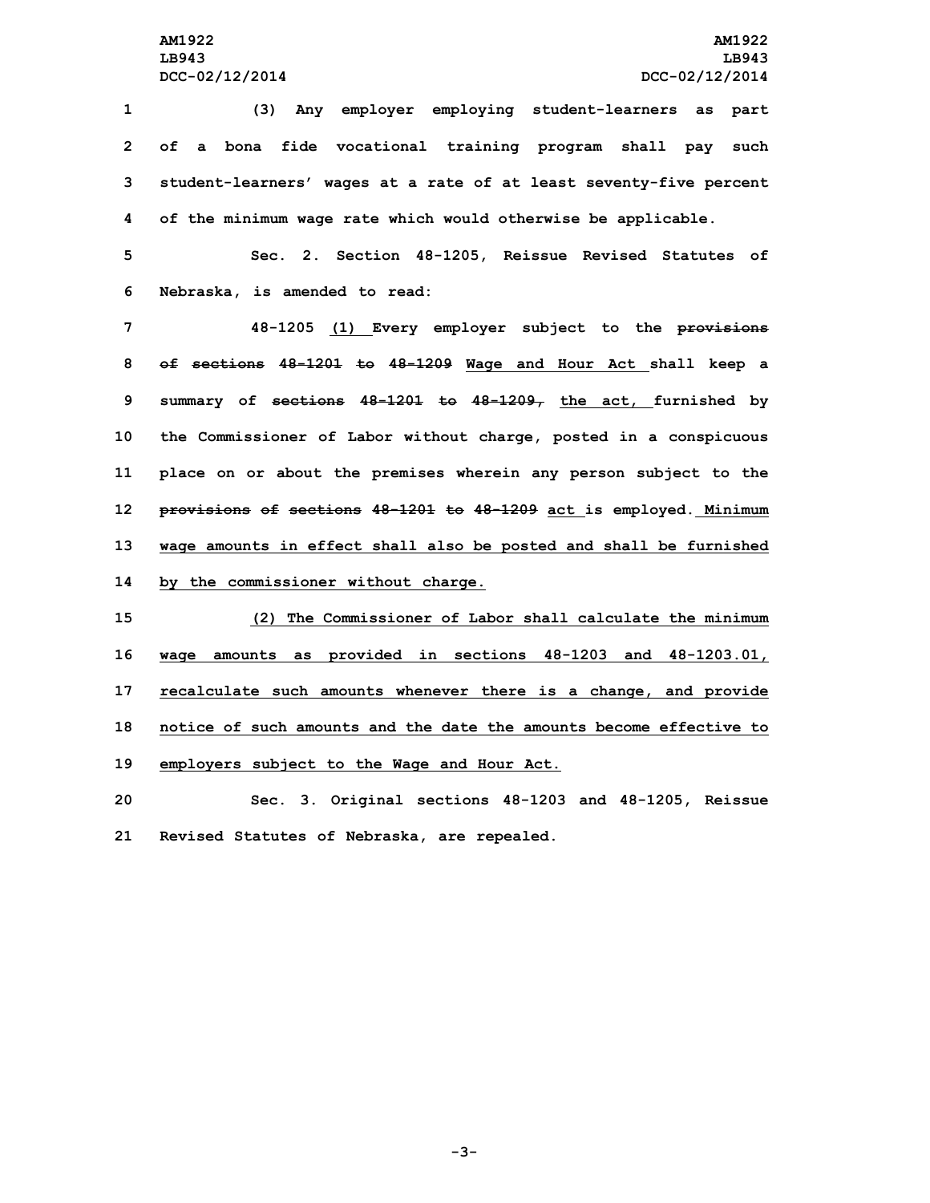(3) Any employer employing student-learners as part of a bona fide vocational training program shall pay such student-learners' wages at a rate of at least seventy-five percent of the minimum wage rate which would otherwise be applicable.

Sec. 2. Section 48-1205, Reissue Revised Statutes of Nebraska, is amended to read:

48-1205 <u>(1)</u> Every employer subject to the ~~provisions of sections 48-1201 to 48-1209~~ <u>Wage and Hour Act</u> shall keep a summary of ~~sections 48-1201 to 48-1209,~~ <u>the act,</u> furnished by the Commissioner of Labor without charge, posted in a conspicuous place on or about the premises wherein any person subject to the ~~provisions of sections 48-1201 to 48-1209~~ <u>act</u> is employed. <u>Minimum wage amounts in effect shall also be posted and shall be furnished by the commissioner without charge.</u>

<u>(2) The Commissioner of Labor shall calculate the minimum wage amounts as provided in sections 48-1203 and 48-1203.01, recalculate such amounts whenever there is a change, and provide notice of such amounts and the date the amounts become effective to employers subject to the Wage and Hour Act.</u>

Sec. 3. Original sections 48-1203 and 48-1205, Reissue Revised Statutes of Nebraska, are repealed.